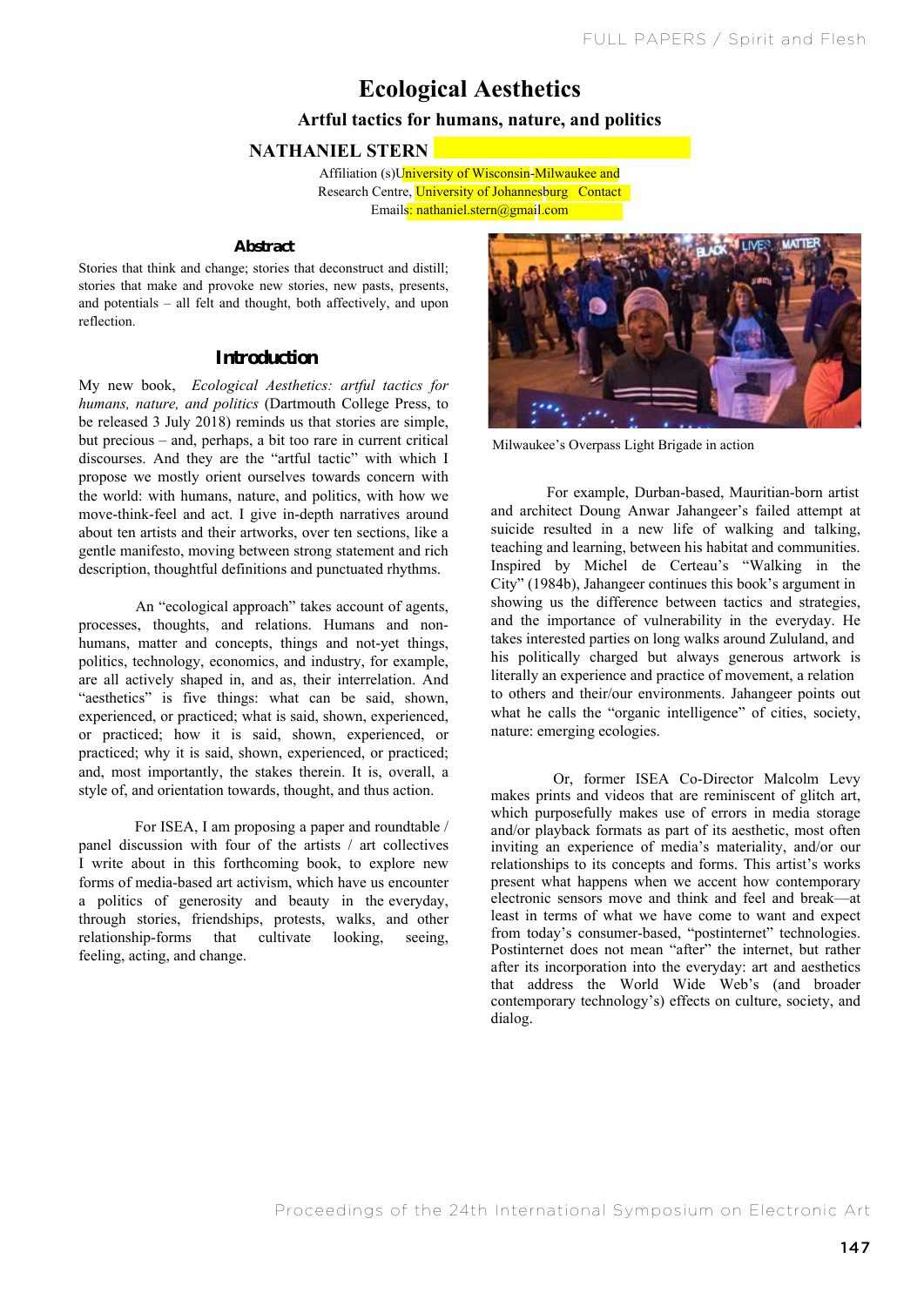# Ecological Aesthetics

## Artful tactics for humans, nature, and politics

**NATHANIEL STERN**

Affiliation (s)University of Wisconsin-Milwaukee and Research Centre, University of Johannesburg Contact Emails: nathaniel.stern@gmail.com

### Abstract

Stories that think and change; stories that deconstruct and distill; stories that make and provoke new stories, new pasts, presents, and potentials – all felt and thought, both affectively, and upon reflection.

### Introduction

My new book, *Ecological Aesthetics: artful tactics for humans, nature, and politics* (Dartmouth College Press, to be released 3 July 2018) reminds us that stories are simple, but precious – and, perhaps, a bit too rare in current critical discourses. And they are the "artful tactic" with which I propose we mostly orient ourselves towards concern with the world: with humans, nature, and politics, with how we move-think-feel and act. I give in-depth narratives around about ten artists and their artworks, over ten sections, like a gentle manifesto, moving between strong statement and rich description, thoughtful definitions and punctuated rhythms.

An "ecological approach" takes account of agents, processes, thoughts, and relations. Humans and non-humans, matter and concepts, things and not-yet things, politics, technology, economics, and industry, for example, are all actively shaped in, and as, their interrelation. And "aesthetics" is five things: what can be said, shown, experienced, or practiced; what is said, shown, experienced, or practiced; how it is said, shown, experienced, or practiced; why it is said, shown, experienced, or practiced; and, most importantly, the stakes therein. It is, overall, a style of, and orientation towards, thought, and thus action.

For ISEA, I am proposing a paper and roundtable / panel discussion with four of the artists / art collectives I write about in this forthcoming book, to explore new forms of media-based art activism, which have us encounter a politics of generosity and beauty in the everyday, through stories, friendships, protests, walks, and other relationship-forms that cultivate looking, seeing, feeling, acting, and change.

Milwaukee's Overpass Light Brigade in action

For example, Durban-based, Mauritian-born artist and architect Doung Anwar Jahangeer's failed attempt at suicide resulted in a new life of walking and talking, teaching and learning, between his habitat and communities. Inspired by Michel de Certeau's "Walking in the City" (1984b), Jahangeer continues this book's argument in showing us the difference between tactics and strategies, and the importance of vulnerability in the everyday. He takes interested parties on long walks around Zululand, and his politically charged but always generous artwork is literally an experience and practice of movement, a relation to others and their/our environments. Jahangeer points out what he calls the "organic intelligence" of cities, society, nature: emerging ecologies.

Or, former ISEA Co-Director Malcolm Levy makes prints and videos that are reminiscent of glitch art, which purposefully makes use of errors in media storage and/or playback formats as part of its aesthetic, most often inviting an experience of media's materiality, and/or our relationships to its concepts and forms. This artist's works present what happens when we accent how contemporary electronic sensors move and think and feel and break—at least in terms of what we have come to want and expect from today's consumer-based, "postinternet" technologies. Postinternet does not mean "after" the internet, but rather after its incorporation into the everyday: art and aesthetics that address the World Wide Web's (and broader contemporary technology's) effects on culture, society, and dialog.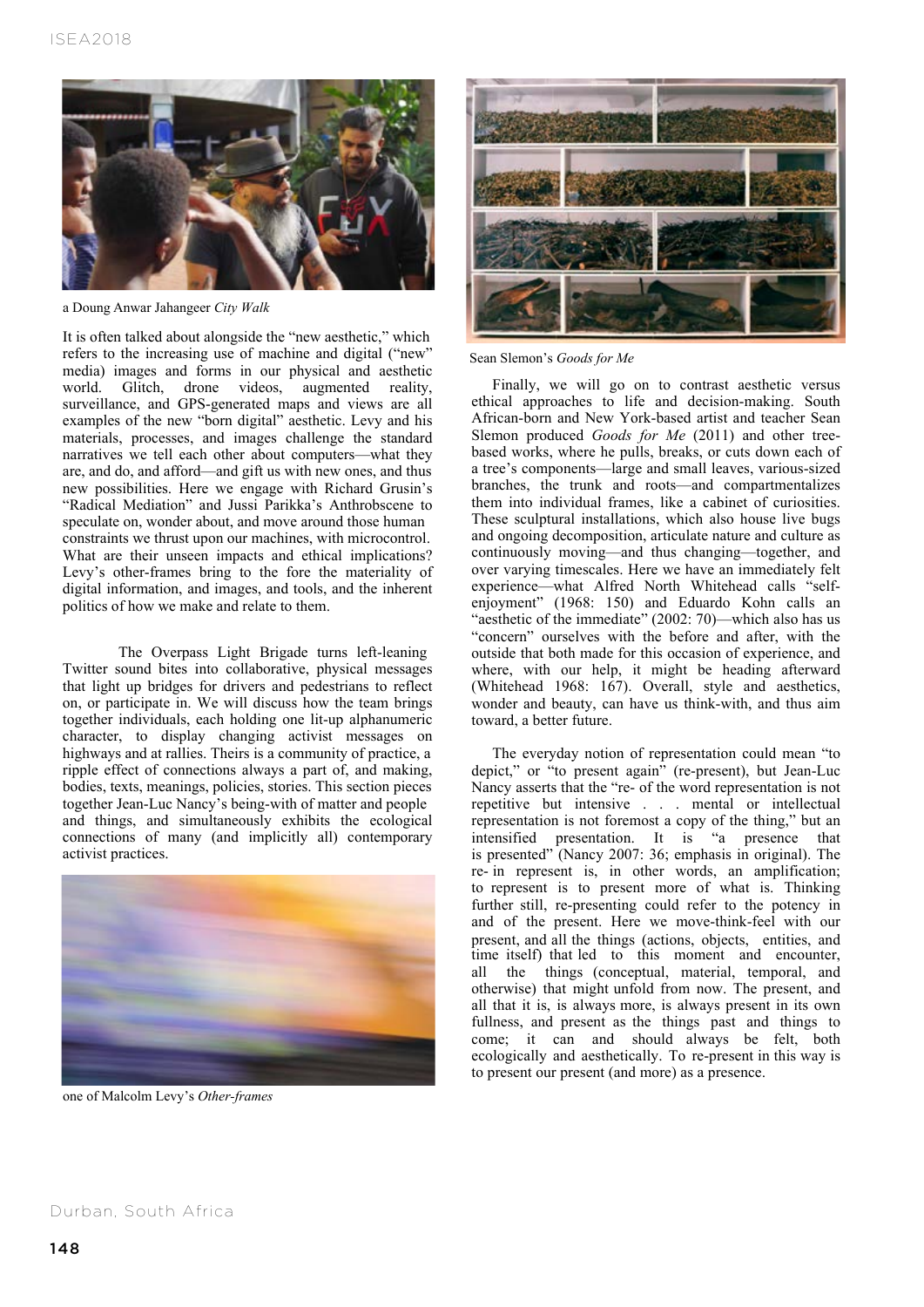a Doung Anwar Jahangeer *City Walk*

It is often talked about alongside the "new aesthetic," which refers to the increasing use of machine and digital ("new" media) images and forms in our physical and aesthetic world. Glitch, drone videos, augmented reality, surveillance, and GPS-generated maps and views are all examples of the new "born digital" aesthetic. Levy and his materials, processes, and images challenge the standard narratives we tell each other about computers—what they are, and do, and afford—and gift us with new ones, and thus new possibilities. Here we engage with Richard Grusin's "Radical Mediation" and Jussi Parikka's Anthrobscene to speculate on, wonder about, and move around those human constraints we thrust upon our machines, with microcontrol. What are their unseen impacts and ethical implications? Levy's other-frames bring to the fore the materiality of digital information, and images, and tools, and the inherent politics of how we make and relate to them.

The Overpass Light Brigade turns left-leaning Twitter sound bites into collaborative, physical messages that light up bridges for drivers and pedestrians to reflect on, or participate in. We will discuss how the team brings together individuals, each holding one lit-up alphanumeric character, to display changing activist messages on highways and at rallies. Theirs is a community of practice, a ripple effect of connections always a part of, and making, bodies, texts, meanings, policies, stories. This section pieces together Jean-Luc Nancy's being-with of matter and people and things, and simultaneously exhibits the ecological connections of many (and implicitly all) contemporary activist practices.

one of Malcolm Levy's *Other-frames*

Sean Slemon's *Goods for Me*

Finally, we will go on to contrast aesthetic versus ethical approaches to life and decision-making. South African-born and New York-based artist and teacher Sean Slemon produced *Goods for Me* (2011) and other tree-based works, where he pulls, breaks, or cuts down each of a tree's components—large and small leaves, various-sized branches, the trunk and roots—and compartmentalizes them into individual frames, like a cabinet of curiosities. These sculptural installations, which also house live bugs and ongoing decomposition, articulate nature and culture as continuously moving—and thus changing—together, and over varying timescales. Here we have an immediately felt experience—what Alfred North Whitehead calls "self-enjoyment" (1968: 150) and Eduardo Kohn calls an "aesthetic of the immediate" (2002: 70)—which also has us "concern" ourselves with the before and after, with the outside that both made for this occasion of experience, and where, with our help, it might be heading afterward (Whitehead 1968: 167). Overall, style and aesthetics, wonder and beauty, can have us think-with, and thus aim toward, a better future.

The everyday notion of representation could mean "to depict," or "to present again" (re-present), but Jean-Luc Nancy asserts that the "re- of the word representation is not repetitive but intensive . . . mental or intellectual representation is not foremost a copy of the thing," but an intensified presentation. It is "a presence that is presented" (Nancy 2007: 36; emphasis in original). The re- in represent is, in other words, an amplification; to represent is to present more of what is. Thinking further still, re-presenting could refer to the potency in and of the present. Here we move-think-feel with our present, and all the things (actions, objects, entities, and time itself) that led to this moment and encounter, all the things (conceptual, material, temporal, and otherwise) that might unfold from now. The present, and all that it is, is always more, is always present in its own fullness, and present as the things past and things to come; it can and should always be felt, both ecologically and aesthetically. To re-present in this way is to present our present (and more) as a presence.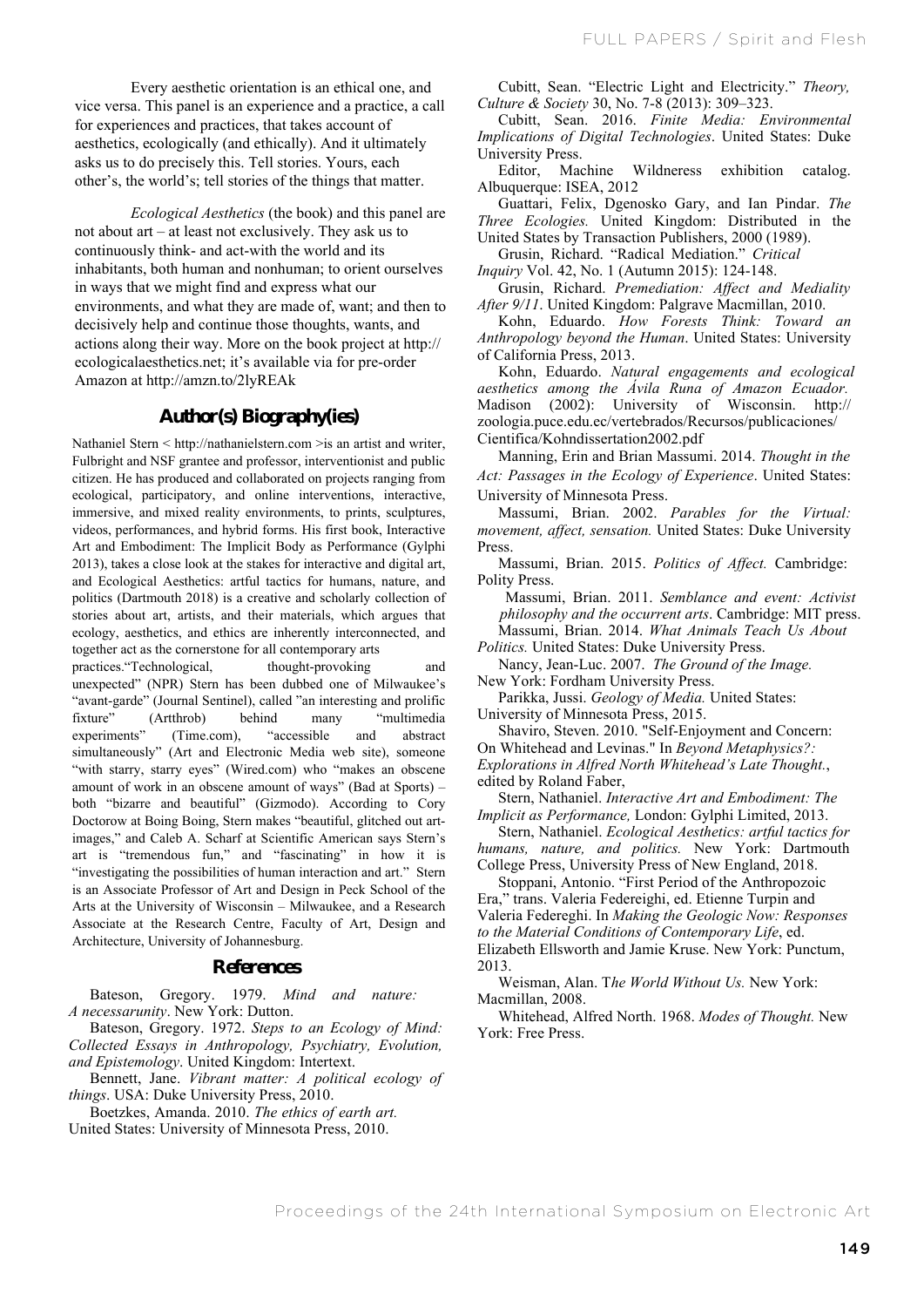Every aesthetic orientation is an ethical one, and vice versa. This panel is an experience and a practice, a call for experiences and practices, that takes account of aesthetics, ecologically (and ethically). And it ultimately asks us to do precisely this. Tell stories. Yours, each other's, the world's; tell stories of the things that matter.

*Ecological Aesthetics* (the book) and this panel are not about art – at least not exclusively. They ask us to continuously think- and act-with the world and its inhabitants, both human and nonhuman; to orient ourselves in ways that we might find and express what our environments, and what they are made of, want; and then to decisively help and continue those thoughts, wants, and actions along their way. More on the book project at http://ecologicalaesthetics.net; it's available via for pre-order Amazon at http://amzn.to/2lyREAk

## Author(s) Biography(ies)

Nathaniel Stern < http://nathanielstern.com >is an artist and writer, Fulbright and NSF grantee and professor, interventionist and public citizen. He has produced and collaborated on projects ranging from ecological, participatory, and online interventions, interactive, immersive, and mixed reality environments, to prints, sculptures, videos, performances, and hybrid forms. His first book, Interactive Art and Embodiment: The Implicit Body as Performance (Gylphi 2013), takes a close look at the stakes for interactive and digital art, and Ecological Aesthetics: artful tactics for humans, nature, and politics (Dartmouth 2018) is a creative and scholarly collection of stories about art, artists, and their materials, which argues that ecology, aesthetics, and ethics are inherently interconnected, and together act as the cornerstone for all contemporary arts practices."Technological, thought-provoking and unexpected" (NPR) Stern has been dubbed one of Milwaukee's "avant-garde" (Journal Sentinel), called "an interesting and prolific fixture" (Artthrob) behind many "multimedia experiments" (Time.com), "accessible and abstract simultaneously" (Art and Electronic Media web site), someone "with starry, starry eyes" (Wired.com) who "makes an obscene amount of work in an obscene amount of ways" (Bad at Sports) – both "bizarre and beautiful" (Gizmodo). According to Cory Doctorow at Boing Boing, Stern makes "beautiful, glitched out art-images," and Caleb A. Scharf at Scientific American says Stern's art is "tremendous fun," and "fascinating" in how it is "investigating the possibilities of human interaction and art." Stern is an Associate Professor of Art and Design in Peck School of the Arts at the University of Wisconsin – Milwaukee, and a Research Associate at the Research Centre, Faculty of Art, Design and Architecture, University of Johannesburg.

## References

Bateson, Gregory. 1979. *Mind and nature: A necessarunity*. New York: Dutton.

Bateson, Gregory. 1972. *Steps to an Ecology of Mind: Collected Essays in Anthropology, Psychiatry, Evolution, and Epistemology*. United Kingdom: Intertext.

Bennett, Jane. *Vibrant matter: A political ecology of things*. USA: Duke University Press, 2010.

Boetzkes, Amanda. 2010. *The ethics of earth art.* United States: University of Minnesota Press, 2010.

Cubitt, Sean. "Electric Light and Electricity." *Theory, Culture & Society* 30, No. 7-8 (2013): 309–323.

Cubitt, Sean. 2016. *Finite Media: Environmental Implications of Digital Technologies*. United States: Duke University Press.

Editor, Machine Wildneress exhibition catalog. Albuquerque: ISEA, 2012

Guattari, Felix, Dgenosko Gary, and Ian Pindar. *The Three Ecologies.* United Kingdom: Distributed in the United States by Transaction Publishers, 2000 (1989).

Grusin, Richard. "Radical Mediation." *Critical Inquiry* Vol. 42, No. 1 (Autumn 2015): 124-148.

Grusin, Richard. *Premediation: Affect and Mediality After 9/11*. United Kingdom: Palgrave Macmillan, 2010.

Kohn, Eduardo. *How Forests Think: Toward an Anthropology beyond the Human*. United States: University of California Press, 2013.

Kohn, Eduardo. *Natural engagements and ecological aesthetics among the Ávila Runa of Amazon Ecuador.* Madison (2002): University of Wisconsin. http://zoologia.puce.edu.ec/vertebrados/Recursos/publicaciones/Cientifica/Kohndissertation2002.pdf

Manning, Erin and Brian Massumi. 2014. *Thought in the Act: Passages in the Ecology of Experience*. United States: University of Minnesota Press.

Massumi, Brian. 2002. *Parables for the Virtual: movement, affect, sensation.* United States: Duke University Press.

Massumi, Brian. 2015. *Politics of Affect.* Cambridge: Polity Press.

Massumi, Brian. 2011. *Semblance and event: Activist philosophy and the occurrent arts*. Cambridge: MIT press.

Massumi, Brian. 2014. *What Animals Teach Us About Politics.* United States: Duke University Press.

Nancy, Jean-Luc. 2007. *The Ground of the Image.* New York: Fordham University Press.

Parikka, Jussi. *Geology of Media.* United States: University of Minnesota Press, 2015.

Shaviro, Steven. 2010. "Self-Enjoyment and Concern: On Whitehead and Levinas." In *Beyond Metaphysics?: Explorations in Alfred North Whitehead's Late Thought.*, edited by Roland Faber,

Stern, Nathaniel. *Interactive Art and Embodiment: The Implicit as Performance,* London: Gylphi Limited, 2013.

Stern, Nathaniel. *Ecological Aesthetics: artful tactics for humans, nature, and politics.* New York: Dartmouth College Press, University Press of New England, 2018.

Stoppani, Antonio. "First Period of the Anthropozoic Era," trans. Valeria Federeighi, ed. Etienne Turpin and Valeria Federeghi. In *Making the Geologic Now: Responses to the Material Conditions of Contemporary Life*, ed. Elizabeth Ellsworth and Jamie Kruse. New York: Punctum, 2013.

Weisman, Alan. T*he World Without Us.* New York: Macmillan, 2008.

Whitehead, Alfred North. 1968. *Modes of Thought.* New York: Free Press.